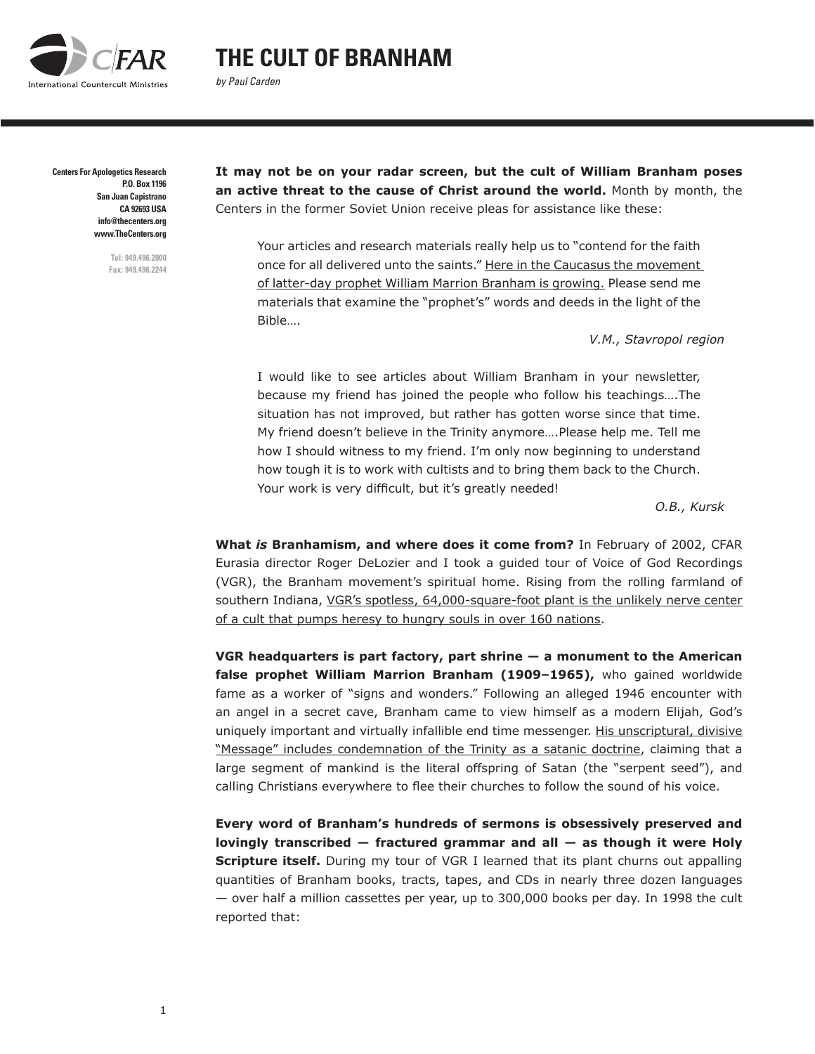# THE CULT OF BRANHAM

*by Paul Carden*

**Centers For Apologetics Research**
**P.O. Box 1196**
**San Juan Capistrano**
**CA 92693 USA**
**info@thecenters.org**
**www.TheCenters.org**

Tel: 949.496.2000
Fax: 949.496.2244

**It may not be on your radar screen, but the cult of William Branham poses an active threat to the cause of Christ around the world.** Month by month, the Centers in the former Soviet Union receive pleas for assistance like these:

> Your articles and research materials really help us to "contend for the faith once for all delivered unto the saints." Here in the Caucasus the movement of latter-day prophet William Marrion Branham is growing. Please send me materials that examine the "prophet's" words and deeds in the light of the Bible….
>
> *V.M., Stavropol region*

> I would like to see articles about William Branham in your newsletter, because my friend has joined the people who follow his teachings….The situation has not improved, but rather has gotten worse since that time. My friend doesn't believe in the Trinity anymore….Please help me. Tell me how I should witness to my friend. I'm only now beginning to understand how tough it is to work with cultists and to bring them back to the Church. Your work is very difficult, but it's greatly needed!
>
> *O.B., Kursk*

**What *is* Branhamism, and where does it come from?** In February of 2002, CFAR Eurasia director Roger DeLozier and I took a guided tour of Voice of God Recordings (VGR), the Branham movement's spiritual home. Rising from the rolling farmland of southern Indiana, VGR's spotless, 64,000-square-foot plant is the unlikely nerve center of a cult that pumps heresy to hungry souls in over 160 nations.

**VGR headquarters is part factory, part shrine — a monument to the American false prophet William Marrion Branham (1909–1965),** who gained worldwide fame as a worker of "signs and wonders." Following an alleged 1946 encounter with an angel in a secret cave, Branham came to view himself as a modern Elijah, God's uniquely important and virtually infallible end time messenger. His unscriptural, divisive "Message" includes condemnation of the Trinity as a satanic doctrine, claiming that a large segment of mankind is the literal offspring of Satan (the "serpent seed"), and calling Christians everywhere to flee their churches to follow the sound of his voice.

**Every word of Branham's hundreds of sermons is obsessively preserved and lovingly transcribed — fractured grammar and all — as though it were Holy Scripture itself.** During my tour of VGR I learned that its plant churns out appalling quantities of Branham books, tracts, tapes, and CDs in nearly three dozen languages — over half a million cassettes per year, up to 300,000 books per day. In 1998 the cult reported that: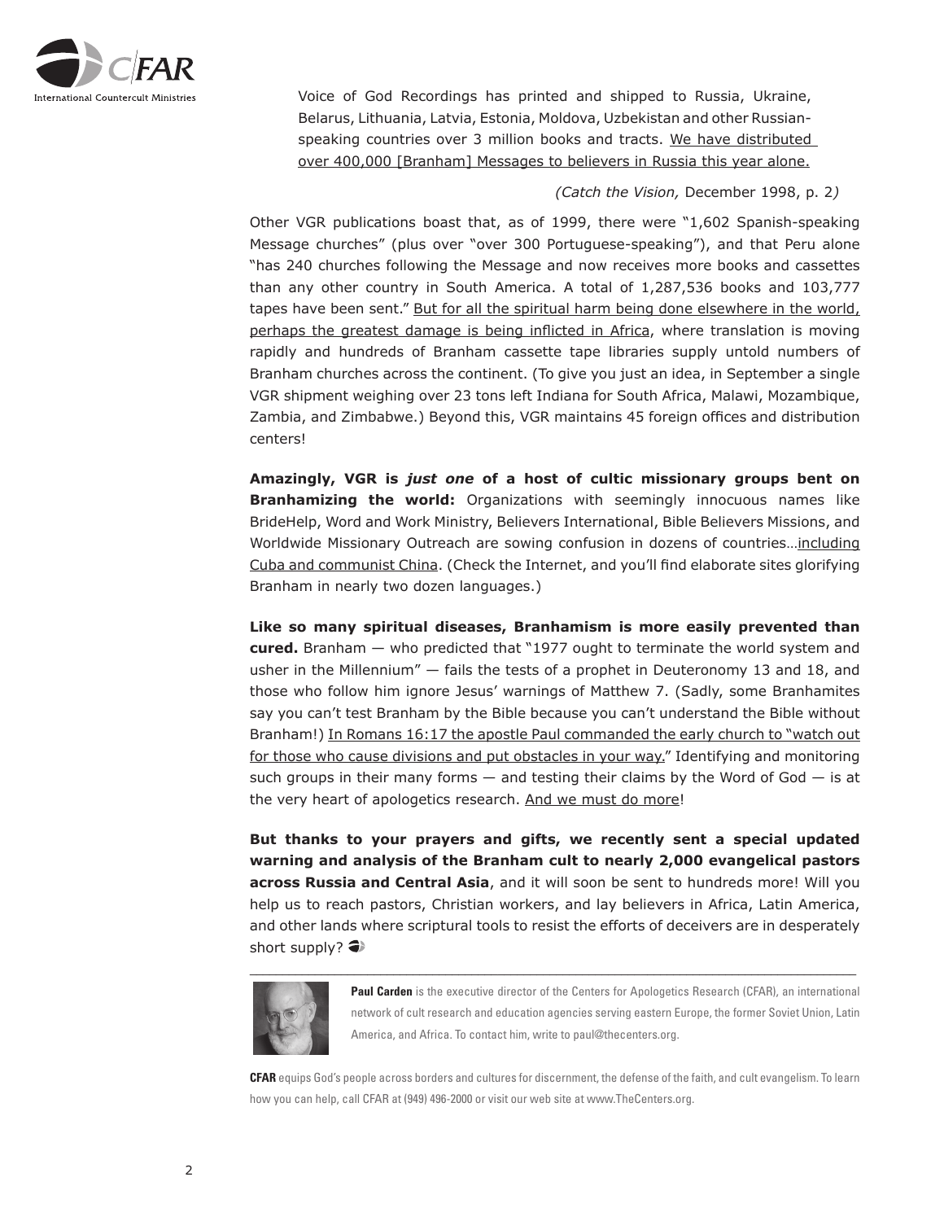Voice of God Recordings has printed and shipped to Russia, Ukraine, Belarus, Lithuania, Latvia, Estonia, Moldova, Uzbekistan and other Russian-speaking countries over 3 million books and tracts. <u>We have distributed over 400,000 [Branham] Messages to believers in Russia this year alone.</u>

*(Catch the Vision,* December 1998, p. 2*)*

Other VGR publications boast that, as of 1999, there were "1,602 Spanish-speaking Message churches" (plus over "over 300 Portuguese-speaking"), and that Peru alone "has 240 churches following the Message and now receives more books and cassettes than any other country in South America. A total of 1,287,536 books and 103,777 tapes have been sent." <u>But for all the spiritual harm being done elsewhere in the world, perhaps the greatest damage is being inflicted in Africa</u>, where translation is moving rapidly and hundreds of Branham cassette tape libraries supply untold numbers of Branham churches across the continent. (To give you just an idea, in September a single VGR shipment weighing over 23 tons left Indiana for South Africa, Malawi, Mozambique, Zambia, and Zimbabwe.) Beyond this, VGR maintains 45 foreign offices and distribution centers!

**Amazingly, VGR is *just one* of a host of cultic missionary groups bent on Branhamizing the world:** Organizations with seemingly innocuous names like BrideHelp, Word and Work Ministry, Believers International, Bible Believers Missions, and Worldwide Missionary Outreach are sowing confusion in dozens of countries…<u>including Cuba and communist China</u>. (Check the Internet, and you'll find elaborate sites glorifying Branham in nearly two dozen languages.)

**Like so many spiritual diseases, Branhamism is more easily prevented than cured.** Branham — who predicted that "1977 ought to terminate the world system and usher in the Millennium" — fails the tests of a prophet in Deuteronomy 13 and 18, and those who follow him ignore Jesus' warnings of Matthew 7. (Sadly, some Branhamites say you can't test Branham by the Bible because you can't understand the Bible without Branham!) <u>In Romans 16:17 the apostle Paul commanded the early church to "watch out for those who cause divisions and put obstacles in your way.</u>" Identifying and monitoring such groups in their many forms — and testing their claims by the Word of God — is at the very heart of apologetics research. <u>And we must do more</u>!

**But thanks to your prayers and gifts, we recently sent a special updated warning and analysis of the Branham cult to nearly 2,000 evangelical pastors across Russia and Central Asia**, and it will soon be sent to hundreds more! Will you help us to reach pastors, Christian workers, and lay believers in Africa, Latin America, and other lands where scriptural tools to resist the efforts of deceivers are in desperately short supply?

---

**Paul Carden** is the executive director of the Centers for Apologetics Research (CFAR), an international network of cult research and education agencies serving eastern Europe, the former Soviet Union, Latin America, and Africa. To contact him, write to paul@thecenters.org.

**CFAR** equips God's people across borders and cultures for discernment, the defense of the faith, and cult evangelism. To learn how you can help, call CFAR at (949) 496-2000 or visit our web site at www.TheCenters.org.